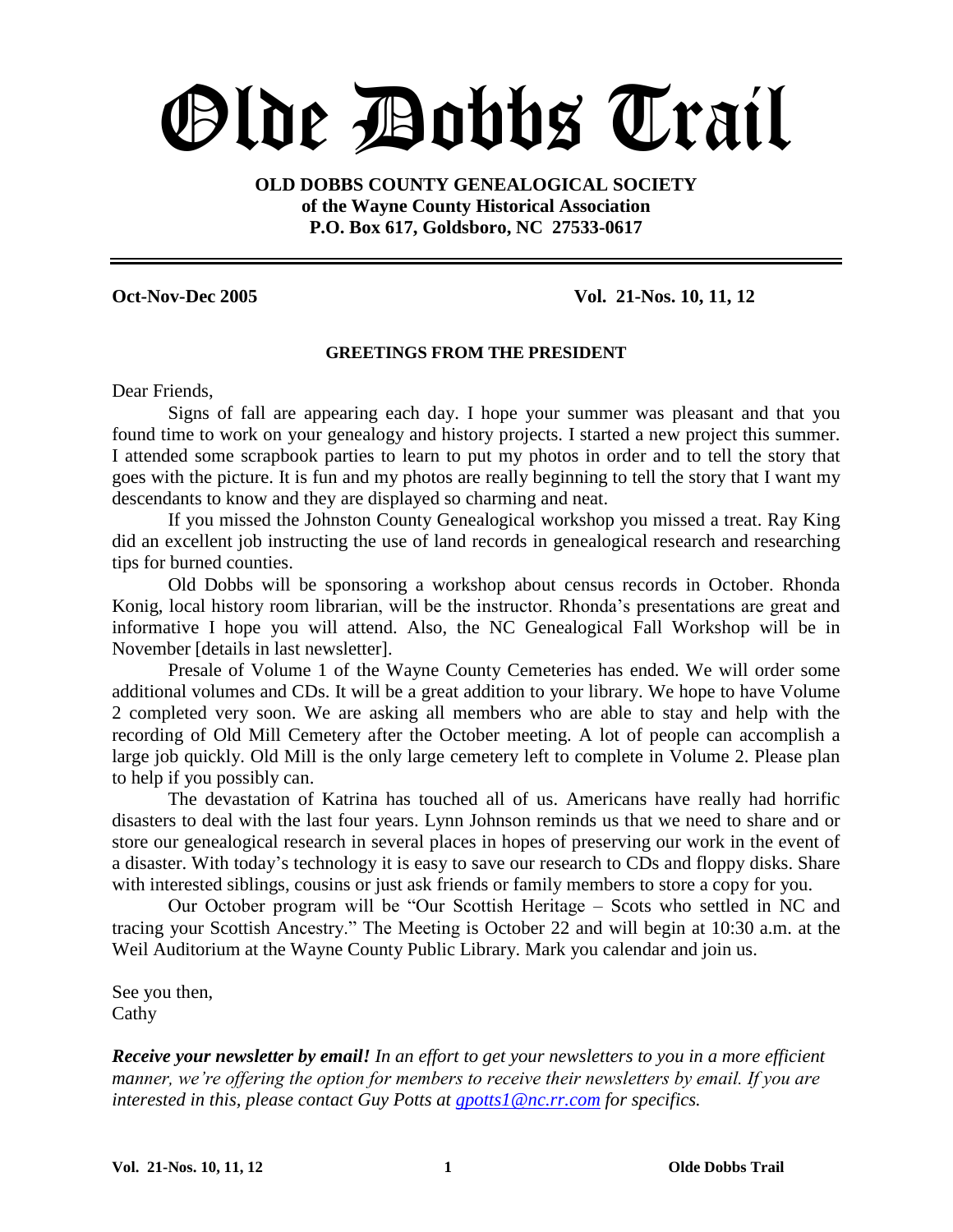# Olde Dobbs Trail

**OLD DOBBS COUNTY GENEALOGICAL SOCIETY**
**of the Wayne County Historical Association**
**P.O. Box 617, Goldsboro, NC 27533-0617**

---

**Oct-Nov-Dec 2005** **Vol. 21-Nos. 10, 11, 12**

## GREETINGS FROM THE PRESIDENT

Dear Friends,

Signs of fall are appearing each day. I hope your summer was pleasant and that you found time to work on your genealogy and history projects. I started a new project this summer. I attended some scrapbook parties to learn to put my photos in order and to tell the story that goes with the picture. It is fun and my photos are really beginning to tell the story that I want my descendants to know and they are displayed so charming and neat.

If you missed the Johnston County Genealogical workshop you missed a treat. Ray King did an excellent job instructing the use of land records in genealogical research and researching tips for burned counties.

Old Dobbs will be sponsoring a workshop about census records in October. Rhonda Konig, local history room librarian, will be the instructor. Rhonda's presentations are great and informative I hope you will attend. Also, the NC Genealogical Fall Workshop will be in November [details in last newsletter].

Presale of Volume 1 of the Wayne County Cemeteries has ended. We will order some additional volumes and CDs. It will be a great addition to your library. We hope to have Volume 2 completed very soon. We are asking all members who are able to stay and help with the recording of Old Mill Cemetery after the October meeting. A lot of people can accomplish a large job quickly. Old Mill is the only large cemetery left to complete in Volume 2. Please plan to help if you possibly can.

The devastation of Katrina has touched all of us. Americans have really had horrific disasters to deal with the last four years. Lynn Johnson reminds us that we need to share and or store our genealogical research in several places in hopes of preserving our work in the event of a disaster. With today's technology it is easy to save our research to CDs and floppy disks. Share with interested siblings, cousins or just ask friends or family members to store a copy for you.

Our October program will be "Our Scottish Heritage – Scots who settled in NC and tracing your Scottish Ancestry." The Meeting is October 22 and will begin at 10:30 a.m. at the Weil Auditorium at the Wayne County Public Library. Mark you calendar and join us.

See you then,
Cathy

***Receive your newsletter by email!*** *In an effort to get your newsletters to you in a more efficient manner, we're offering the option for members to receive their newsletters by email. If you are interested in this, please contact Guy Potts at gpotts1@nc.rr.com for specifics.*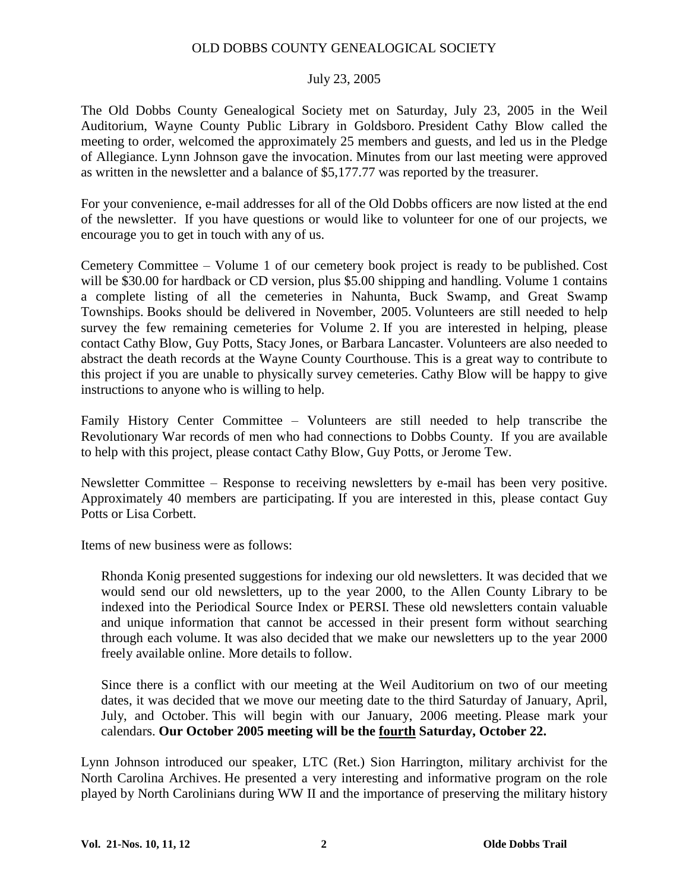OLD DOBBS COUNTY GENEALOGICAL SOCIETY

July 23, 2005

The Old Dobbs County Genealogical Society met on Saturday, July 23, 2005 in the Weil Auditorium, Wayne County Public Library in Goldsboro. President Cathy Blow called the meeting to order, welcomed the approximately 25 members and guests, and led us in the Pledge of Allegiance. Lynn Johnson gave the invocation. Minutes from our last meeting were approved as written in the newsletter and a balance of $5,177.77 was reported by the treasurer.

For your convenience, e-mail addresses for all of the Old Dobbs officers are now listed at the end of the newsletter. If you have questions or would like to volunteer for one of our projects, we encourage you to get in touch with any of us.

Cemetery Committee – Volume 1 of our cemetery book project is ready to be published. Cost will be $30.00 for hardback or CD version, plus $5.00 shipping and handling. Volume 1 contains a complete listing of all the cemeteries in Nahunta, Buck Swamp, and Great Swamp Townships. Books should be delivered in November, 2005. Volunteers are still needed to help survey the few remaining cemeteries for Volume 2. If you are interested in helping, please contact Cathy Blow, Guy Potts, Stacy Jones, or Barbara Lancaster. Volunteers are also needed to abstract the death records at the Wayne County Courthouse. This is a great way to contribute to this project if you are unable to physically survey cemeteries. Cathy Blow will be happy to give instructions to anyone who is willing to help.

Family History Center Committee – Volunteers are still needed to help transcribe the Revolutionary War records of men who had connections to Dobbs County. If you are available to help with this project, please contact Cathy Blow, Guy Potts, or Jerome Tew.

Newsletter Committee – Response to receiving newsletters by e-mail has been very positive. Approximately 40 members are participating. If you are interested in this, please contact Guy Potts or Lisa Corbett.

Items of new business were as follows:

> Rhonda Konig presented suggestions for indexing our old newsletters. It was decided that we would send our old newsletters, up to the year 2000, to the Allen County Library to be indexed into the Periodical Source Index or PERSI. These old newsletters contain valuable and unique information that cannot be accessed in their present form without searching through each volume. It was also decided that we make our newsletters up to the year 2000 freely available online. More details to follow.
>
> Since there is a conflict with our meeting at the Weil Auditorium on two of our meeting dates, it was decided that we move our meeting date to the third Saturday of January, April, July, and October. This will begin with our January, 2006 meeting. Please mark your calendars. **Our October 2005 meeting will be the <u>fourth</u> Saturday, October 22.**

Lynn Johnson introduced our speaker, LTC (Ret.) Sion Harrington, military archivist for the North Carolina Archives. He presented a very interesting and informative program on the role played by North Carolinians during WW II and the importance of preserving the military history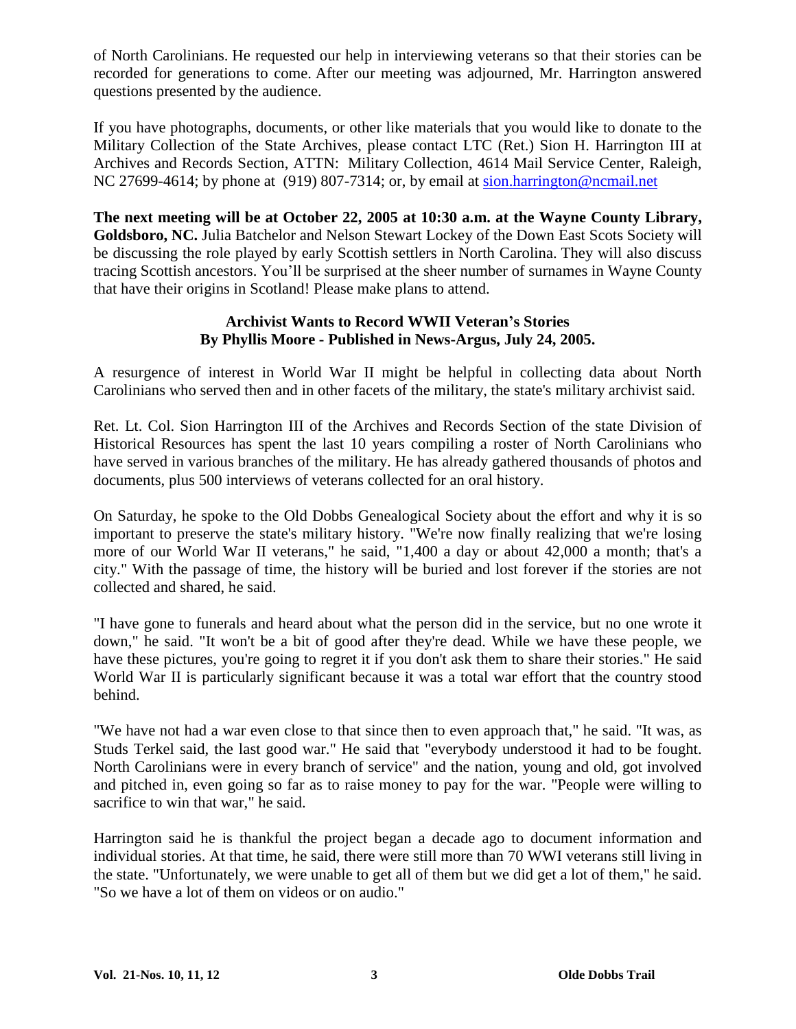of North Carolinians. He requested our help in interviewing veterans so that their stories can be recorded for generations to come. After our meeting was adjourned, Mr. Harrington answered questions presented by the audience.

If you have photographs, documents, or other like materials that you would like to donate to the Military Collection of the State Archives, please contact LTC (Ret.) Sion H. Harrington III at Archives and Records Section, ATTN: Military Collection, 4614 Mail Service Center, Raleigh, NC 27699-4614; by phone at (919) 807-7314; or, by email at [sion.harrington@ncmail.net](mailto:sion.harrington@ncmail.net)

**The next meeting will be at October 22, 2005 at 10:30 a.m. at the Wayne County Library, Goldsboro, NC.** Julia Batchelor and Nelson Stewart Lockey of the Down East Scots Society will be discussing the role played by early Scottish settlers in North Carolina. They will also discuss tracing Scottish ancestors. You'll be surprised at the sheer number of surnames in Wayne County that have their origins in Scotland! Please make plans to attend.

### Archivist Wants to Record WWII Veteran's Stories
### By Phyllis Moore - Published in News-Argus, July 24, 2005.

A resurgence of interest in World War II might be helpful in collecting data about North Carolinians who served then and in other facets of the military, the state's military archivist said.

Ret. Lt. Col. Sion Harrington III of the Archives and Records Section of the state Division of Historical Resources has spent the last 10 years compiling a roster of North Carolinians who have served in various branches of the military. He has already gathered thousands of photos and documents, plus 500 interviews of veterans collected for an oral history.

On Saturday, he spoke to the Old Dobbs Genealogical Society about the effort and why it is so important to preserve the state's military history. "We're now finally realizing that we're losing more of our World War II veterans," he said, "1,400 a day or about 42,000 a month; that's a city." With the passage of time, the history will be buried and lost forever if the stories are not collected and shared, he said.

"I have gone to funerals and heard about what the person did in the service, but no one wrote it down," he said. "It won't be a bit of good after they're dead. While we have these people, we have these pictures, you're going to regret it if you don't ask them to share their stories." He said World War II is particularly significant because it was a total war effort that the country stood behind.

"We have not had a war even close to that since then to even approach that," he said. "It was, as Studs Terkel said, the last good war." He said that "everybody understood it had to be fought. North Carolinians were in every branch of service" and the nation, young and old, got involved and pitched in, even going so far as to raise money to pay for the war. "People were willing to sacrifice to win that war," he said.

Harrington said he is thankful the project began a decade ago to document information and individual stories. At that time, he said, there were still more than 70 WWI veterans still living in the state. "Unfortunately, we were unable to get all of them but we did get a lot of them," he said. "So we have a lot of them on videos or on audio."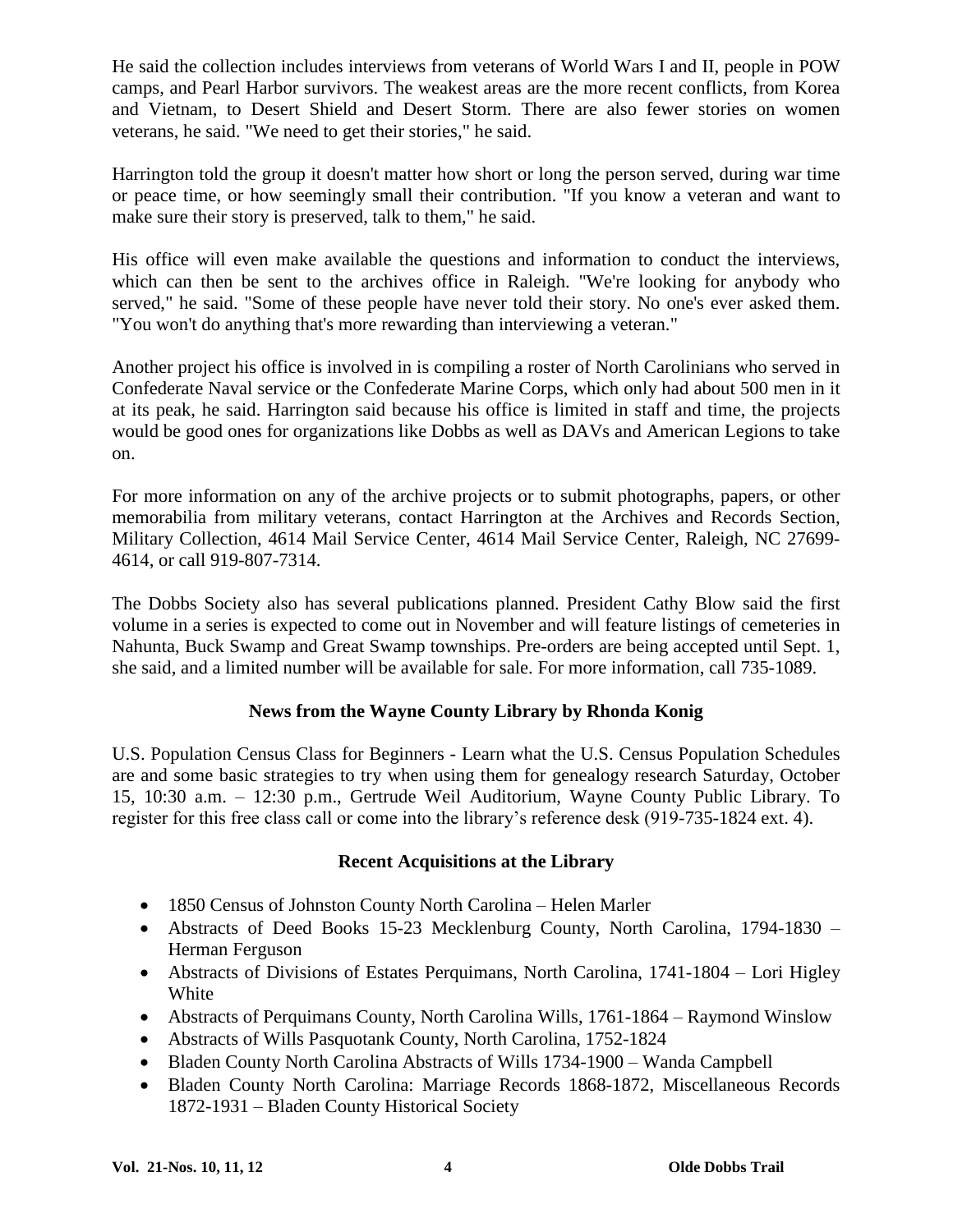He said the collection includes interviews from veterans of World Wars I and II, people in POW camps, and Pearl Harbor survivors. The weakest areas are the more recent conflicts, from Korea and Vietnam, to Desert Shield and Desert Storm. There are also fewer stories on women veterans, he said. "We need to get their stories," he said.

Harrington told the group it doesn't matter how short or long the person served, during war time or peace time, or how seemingly small their contribution. "If you know a veteran and want to make sure their story is preserved, talk to them," he said.

His office will even make available the questions and information to conduct the interviews, which can then be sent to the archives office in Raleigh. "We're looking for anybody who served," he said. "Some of these people have never told their story. No one's ever asked them. "You won't do anything that's more rewarding than interviewing a veteran."

Another project his office is involved in is compiling a roster of North Carolinians who served in Confederate Naval service or the Confederate Marine Corps, which only had about 500 men in it at its peak, he said. Harrington said because his office is limited in staff and time, the projects would be good ones for organizations like Dobbs as well as DAVs and American Legions to take on.

For more information on any of the archive projects or to submit photographs, papers, or other memorabilia from military veterans, contact Harrington at the Archives and Records Section, Military Collection, 4614 Mail Service Center, 4614 Mail Service Center, Raleigh, NC 27699-4614, or call 919-807-7314.

The Dobbs Society also has several publications planned. President Cathy Blow said the first volume in a series is expected to come out in November and will feature listings of cemeteries in Nahunta, Buck Swamp and Great Swamp townships. Pre-orders are being accepted until Sept. 1, she said, and a limited number will be available for sale. For more information, call 735-1089.

## News from the Wayne County Library by Rhonda Konig

U.S. Population Census Class for Beginners - Learn what the U.S. Census Population Schedules are and some basic strategies to try when using them for genealogy research Saturday, October 15, 10:30 a.m. – 12:30 p.m., Gertrude Weil Auditorium, Wayne County Public Library. To register for this free class call or come into the library's reference desk (919-735-1824 ext. 4).

## Recent Acquisitions at the Library

- 1850 Census of Johnston County North Carolina – Helen Marler
- Abstracts of Deed Books 15-23 Mecklenburg County, North Carolina, 1794-1830 – Herman Ferguson
- Abstracts of Divisions of Estates Perquimans, North Carolina, 1741-1804 – Lori Higley White
- Abstracts of Perquimans County, North Carolina Wills, 1761-1864 – Raymond Winslow
- Abstracts of Wills Pasquotank County, North Carolina, 1752-1824
- Bladen County North Carolina Abstracts of Wills 1734-1900 – Wanda Campbell
- Bladen County North Carolina: Marriage Records 1868-1872, Miscellaneous Records 1872-1931 – Bladen County Historical Society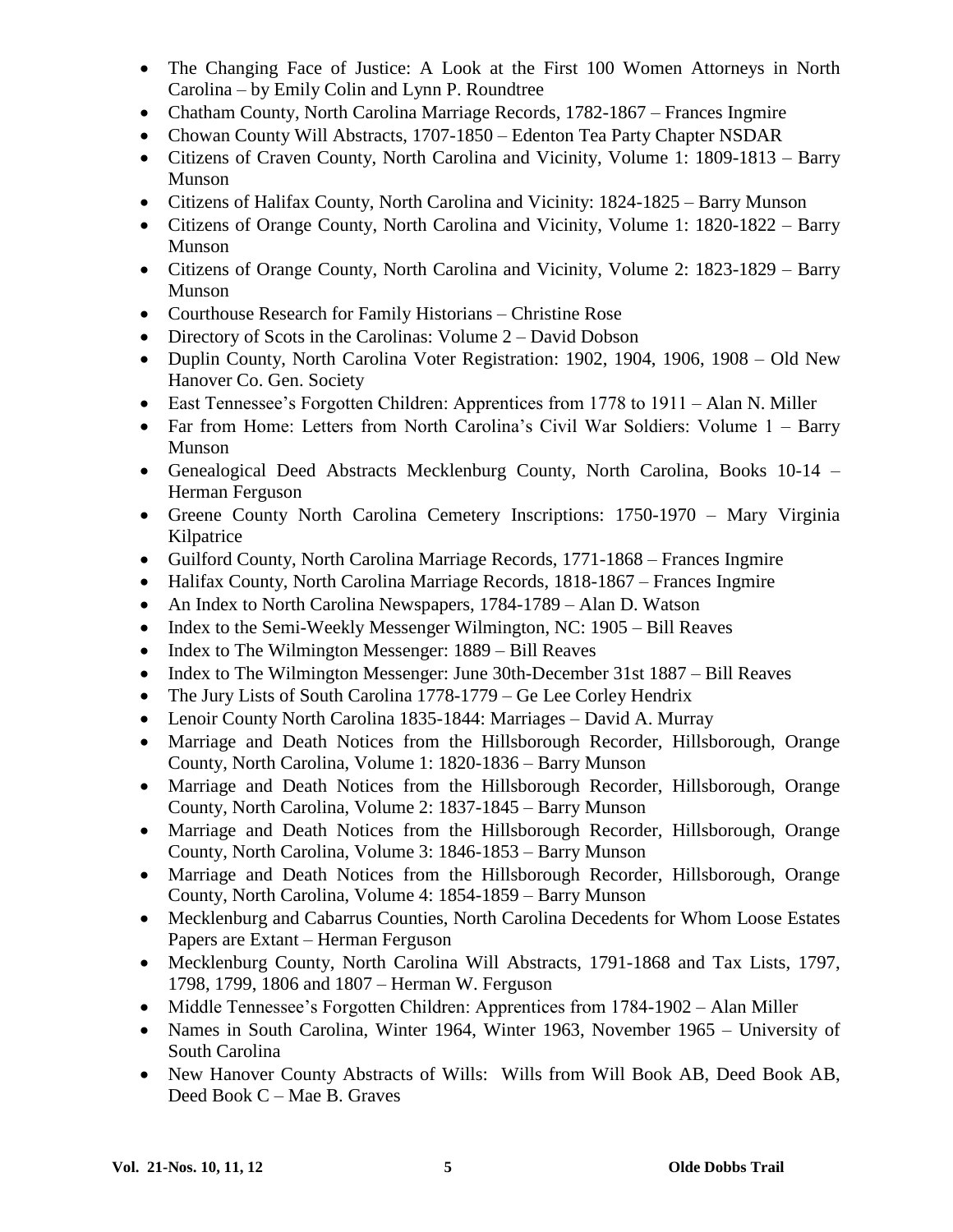- The Changing Face of Justice: A Look at the First 100 Women Attorneys in North Carolina – by Emily Colin and Lynn P. Roundtree
- Chatham County, North Carolina Marriage Records, 1782-1867 – Frances Ingmire
- Chowan County Will Abstracts, 1707-1850 – Edenton Tea Party Chapter NSDAR
- Citizens of Craven County, North Carolina and Vicinity, Volume 1: 1809-1813 – Barry Munson
- Citizens of Halifax County, North Carolina and Vicinity: 1824-1825 – Barry Munson
- Citizens of Orange County, North Carolina and Vicinity, Volume 1: 1820-1822 – Barry Munson
- Citizens of Orange County, North Carolina and Vicinity, Volume 2: 1823-1829 – Barry Munson
- Courthouse Research for Family Historians – Christine Rose
- Directory of Scots in the Carolinas: Volume 2 – David Dobson
- Duplin County, North Carolina Voter Registration: 1902, 1904, 1906, 1908 – Old New Hanover Co. Gen. Society
- East Tennessee's Forgotten Children: Apprentices from 1778 to 1911 – Alan N. Miller
- Far from Home: Letters from North Carolina's Civil War Soldiers: Volume 1 – Barry Munson
- Genealogical Deed Abstracts Mecklenburg County, North Carolina, Books 10-14 – Herman Ferguson
- Greene County North Carolina Cemetery Inscriptions: 1750-1970 – Mary Virginia Kilpatrice
- Guilford County, North Carolina Marriage Records, 1771-1868 – Frances Ingmire
- Halifax County, North Carolina Marriage Records, 1818-1867 – Frances Ingmire
- An Index to North Carolina Newspapers, 1784-1789 – Alan D. Watson
- Index to the Semi-Weekly Messenger Wilmington, NC: 1905 – Bill Reaves
- Index to The Wilmington Messenger: 1889 – Bill Reaves
- Index to The Wilmington Messenger: June 30th-December 31st 1887 – Bill Reaves
- The Jury Lists of South Carolina 1778-1779 – Ge Lee Corley Hendrix
- Lenoir County North Carolina 1835-1844: Marriages – David A. Murray
- Marriage and Death Notices from the Hillsborough Recorder, Hillsborough, Orange County, North Carolina, Volume 1: 1820-1836 – Barry Munson
- Marriage and Death Notices from the Hillsborough Recorder, Hillsborough, Orange County, North Carolina, Volume 2: 1837-1845 – Barry Munson
- Marriage and Death Notices from the Hillsborough Recorder, Hillsborough, Orange County, North Carolina, Volume 3: 1846-1853 – Barry Munson
- Marriage and Death Notices from the Hillsborough Recorder, Hillsborough, Orange County, North Carolina, Volume 4: 1854-1859 – Barry Munson
- Mecklenburg and Cabarrus Counties, North Carolina Decedents for Whom Loose Estates Papers are Extant – Herman Ferguson
- Mecklenburg County, North Carolina Will Abstracts, 1791-1868 and Tax Lists, 1797, 1798, 1799, 1806 and 1807 – Herman W. Ferguson
- Middle Tennessee's Forgotten Children: Apprentices from 1784-1902 – Alan Miller
- Names in South Carolina, Winter 1964, Winter 1963, November 1965 – University of South Carolina
- New Hanover County Abstracts of Wills: Wills from Will Book AB, Deed Book AB, Deed Book C – Mae B. Graves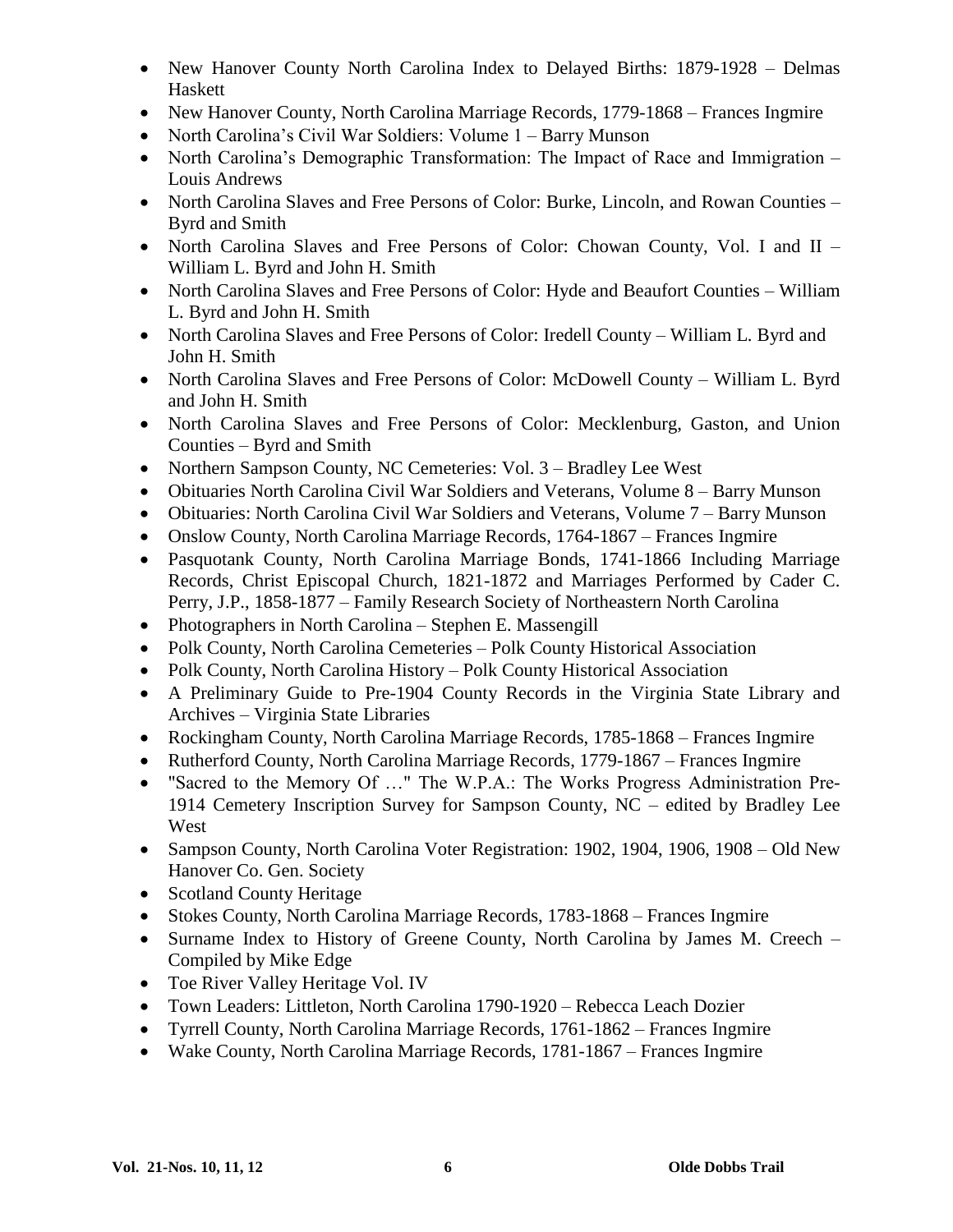- New Hanover County North Carolina Index to Delayed Births: 1879-1928 – Delmas Haskett
- New Hanover County, North Carolina Marriage Records, 1779-1868 – Frances Ingmire
- North Carolina's Civil War Soldiers: Volume 1 – Barry Munson
- North Carolina's Demographic Transformation: The Impact of Race and Immigration – Louis Andrews
- North Carolina Slaves and Free Persons of Color: Burke, Lincoln, and Rowan Counties – Byrd and Smith
- North Carolina Slaves and Free Persons of Color: Chowan County, Vol. I and II – William L. Byrd and John H. Smith
- North Carolina Slaves and Free Persons of Color: Hyde and Beaufort Counties – William L. Byrd and John H. Smith
- North Carolina Slaves and Free Persons of Color: Iredell County – William L. Byrd and John H. Smith
- North Carolina Slaves and Free Persons of Color: McDowell County – William L. Byrd and John H. Smith
- North Carolina Slaves and Free Persons of Color: Mecklenburg, Gaston, and Union Counties – Byrd and Smith
- Northern Sampson County, NC Cemeteries: Vol. 3 – Bradley Lee West
- Obituaries North Carolina Civil War Soldiers and Veterans, Volume 8 – Barry Munson
- Obituaries: North Carolina Civil War Soldiers and Veterans, Volume 7 – Barry Munson
- Onslow County, North Carolina Marriage Records, 1764-1867 – Frances Ingmire
- Pasquotank County, North Carolina Marriage Bonds, 1741-1866 Including Marriage Records, Christ Episcopal Church, 1821-1872 and Marriages Performed by Cader C. Perry, J.P., 1858-1877 – Family Research Society of Northeastern North Carolina
- Photographers in North Carolina – Stephen E. Massengill
- Polk County, North Carolina Cemeteries – Polk County Historical Association
- Polk County, North Carolina History – Polk County Historical Association
- A Preliminary Guide to Pre-1904 County Records in the Virginia State Library and Archives – Virginia State Libraries
- Rockingham County, North Carolina Marriage Records, 1785-1868 – Frances Ingmire
- Rutherford County, North Carolina Marriage Records, 1779-1867 – Frances Ingmire
- "Sacred to the Memory Of …" The W.P.A.: The Works Progress Administration Pre-1914 Cemetery Inscription Survey for Sampson County, NC – edited by Bradley Lee West
- Sampson County, North Carolina Voter Registration: 1902, 1904, 1906, 1908 – Old New Hanover Co. Gen. Society
- Scotland County Heritage
- Stokes County, North Carolina Marriage Records, 1783-1868 – Frances Ingmire
- Surname Index to History of Greene County, North Carolina by James M. Creech – Compiled by Mike Edge
- Toe River Valley Heritage Vol. IV
- Town Leaders: Littleton, North Carolina 1790-1920 – Rebecca Leach Dozier
- Tyrrell County, North Carolina Marriage Records, 1761-1862 – Frances Ingmire
- Wake County, North Carolina Marriage Records, 1781-1867 – Frances Ingmire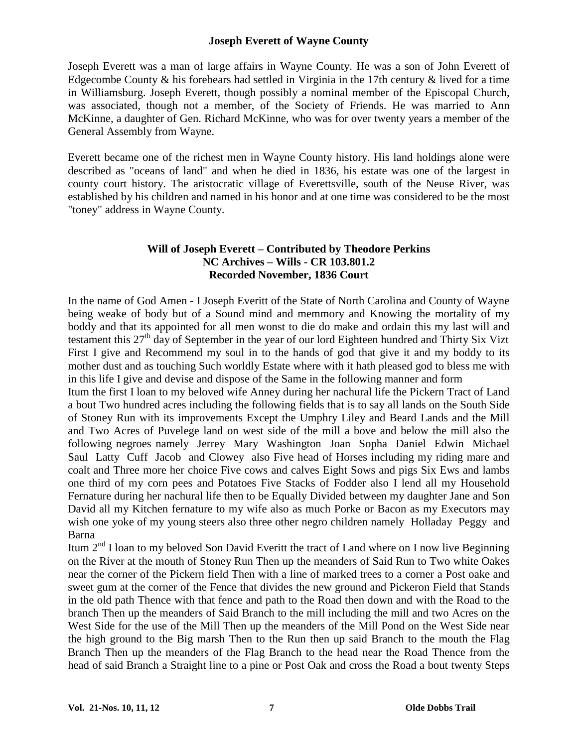## Joseph Everett of Wayne County

Joseph Everett was a man of large affairs in Wayne County. He was a son of John Everett of Edgecombe County & his forebears had settled in Virginia in the 17th century & lived for a time in Williamsburg. Joseph Everett, though possibly a nominal member of the Episcopal Church, was associated, though not a member, of the Society of Friends. He was married to Ann McKinne, a daughter of Gen. Richard McKinne, who was for over twenty years a member of the General Assembly from Wayne.

Everett became one of the richest men in Wayne County history. His land holdings alone were described as "oceans of land" and when he died in 1836, his estate was one of the largest in county court history. The aristocratic village of Everettsville, south of the Neuse River, was established by his children and named in his honor and at one time was considered to be the most "toney" address in Wayne County.

### Will of Joseph Everett – Contributed by Theodore Perkins
### NC Archives – Wills - CR 103.801.2
### Recorded November, 1836 Court

In the name of God Amen - I Joseph Everitt of the State of North Carolina and County of Wayne being weake of body but of a Sound mind and memmory and Knowing the mortality of my boddy and that its appointed for all men wonst to die do make and ordain this my last will and testament this 27th day of September in the year of our lord Eighteen hundred and Thirty Six Vizt First I give and Recommend my soul in to the hands of god that give it and my boddy to its mother dust and as touching Such worldly Estate where with it hath pleased god to bless me with in this life I give and devise and dispose of the Same in the following manner and form

Itum the first I loan to my beloved wife Anney during her nachural life the Pickern Tract of Land a bout Two hundred acres including the following fields that is to say all lands on the South Side of Stoney Run with its improvements Except the Umphry Liley and Beard Lands and the Mill and Two Acres of Puvelege land on west side of the mill a bove and below the mill also the following negroes namely Jerrey Mary Washington Joan Sopha Daniel Edwin Michael Saul Latty Cuff Jacob and Clowey also Five head of Horses including my riding mare and coalt and Three more her choice Five cows and calves Eight Sows and pigs Six Ews and lambs one third of my corn pees and Potatoes Five Stacks of Fodder also I lend all my Household Fernature during her nachural life then to be Equally Divided between my daughter Jane and Son David all my Kitchen fernature to my wife also as much Porke or Bacon as my Executors may wish one yoke of my young steers also three other negro children namely Holladay Peggy and Barna

Itum 2nd I loan to my beloved Son David Everitt the tract of Land where on I now live Beginning on the River at the mouth of Stoney Run Then up the meanders of Said Run to Two white Oakes near the corner of the Pickern field Then with a line of marked trees to a corner a Post oake and sweet gum at the corner of the Fence that divides the new ground and Pickeron Field that Stands in the old path Thence with that fence and path to the Road then down and with the Road to the branch Then up the meanders of Said Branch to the mill including the mill and two Acres on the West Side for the use of the Mill Then up the meanders of the Mill Pond on the West Side near the high ground to the Big marsh Then to the Run then up said Branch to the mouth the Flag Branch Then up the meanders of the Flag Branch to the head near the Road Thence from the head of said Branch a Straight line to a pine or Post Oak and cross the Road a bout twenty Steps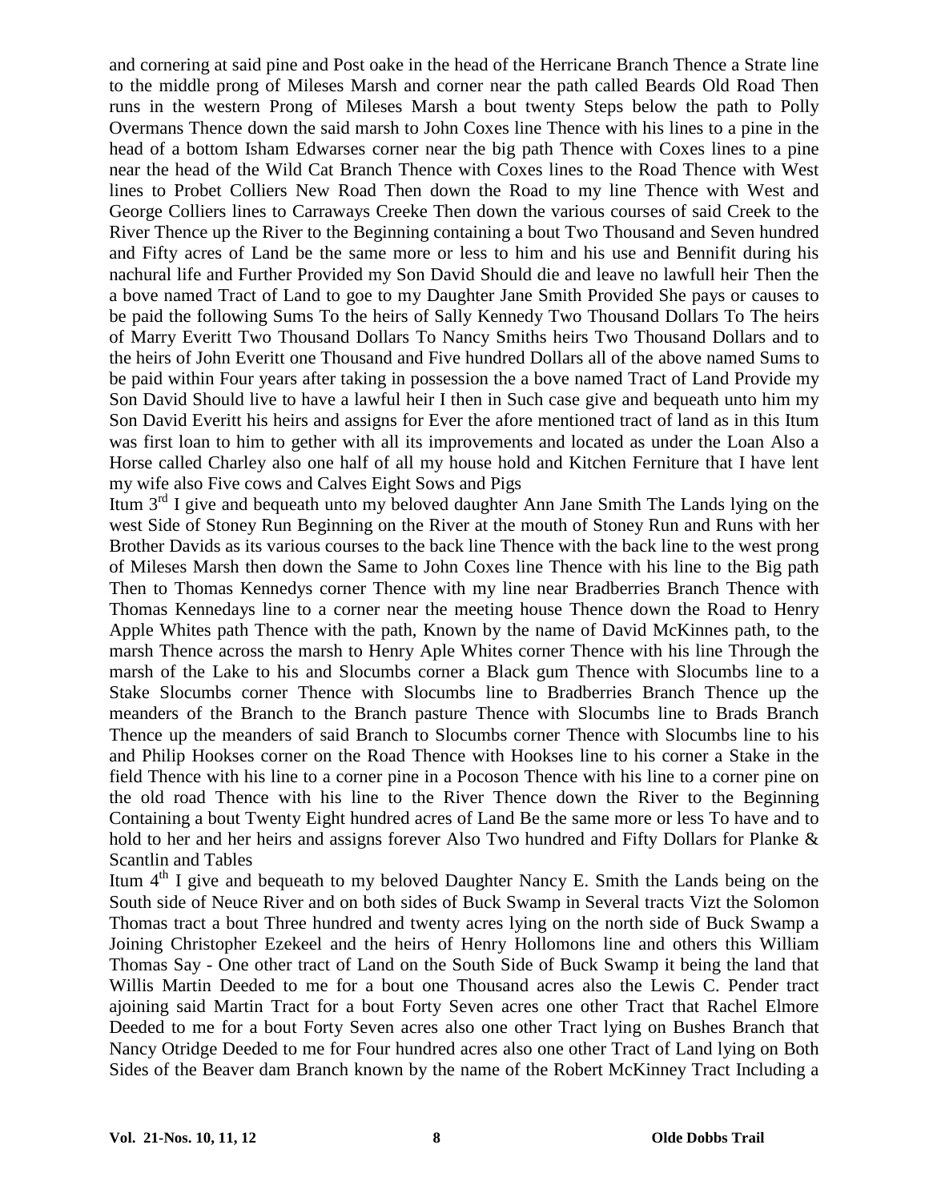and cornering at said pine and Post oake in the head of the Herricane Branch Thence a Strate line to the middle prong of Mileses Marsh and corner near the path called Beards Old Road Then runs in the western Prong of Mileses Marsh a bout twenty Steps below the path to Polly Overmans Thence down the said marsh to John Coxes line Thence with his lines to a pine in the head of a bottom Isham Edwarses corner near the big path Thence with Coxes lines to a pine near the head of the Wild Cat Branch Thence with Coxes lines to the Road Thence with West lines to Probet Colliers New Road Then down the Road to my line Thence with West and George Colliers lines to Carraways Creeke Then down the various courses of said Creek to the River Thence up the River to the Beginning containing a bout Two Thousand and Seven hundred and Fifty acres of Land be the same more or less to him and his use and Bennifit during his nachural life and Further Provided my Son David Should die and leave no lawfull heir Then the a bove named Tract of Land to goe to my Daughter Jane Smith Provided She pays or causes to be paid the following Sums To the heirs of Sally Kennedy Two Thousand Dollars To The heirs of Marry Everitt Two Thousand Dollars To Nancy Smiths heirs Two Thousand Dollars and to the heirs of John Everitt one Thousand and Five hundred Dollars all of the above named Sums to be paid within Four years after taking in possession the a bove named Tract of Land Provide my Son David Should live to have a lawful heir I then in Such case give and bequeath unto him my Son David Everitt his heirs and assigns for Ever the afore mentioned tract of land as in this Itum was first loan to him to gether with all its improvements and located as under the Loan Also a Horse called Charley also one half of all my house hold and Kitchen Ferniture that I have lent my wife also Five cows and Calves Eight Sows and Pigs

Itum 3rd I give and bequeath unto my beloved daughter Ann Jane Smith The Lands lying on the west Side of Stoney Run Beginning on the River at the mouth of Stoney Run and Runs with her Brother Davids as its various courses to the back line Thence with the back line to the west prong of Mileses Marsh then down the Same to John Coxes line Thence with his line to the Big path Then to Thomas Kennedys corner Thence with my line near Bradberries Branch Thence with Thomas Kennedays line to a corner near the meeting house Thence down the Road to Henry Apple Whites path Thence with the path, Known by the name of David McKinnes path, to the marsh Thence across the marsh to Henry Aple Whites corner Thence with his line Through the marsh of the Lake to his and Slocumbs corner a Black gum Thence with Slocumbs line to a Stake Slocumbs corner Thence with Slocumbs line to Bradberries Branch Thence up the meanders of the Branch to the Branch pasture Thence with Slocumbs line to Brads Branch Thence up the meanders of said Branch to Slocumbs corner Thence with Slocumbs line to his and Philip Hookses corner on the Road Thence with Hookses line to his corner a Stake in the field Thence with his line to a corner pine in a Pocoson Thence with his line to a corner pine on the old road Thence with his line to the River Thence down the River to the Beginning Containing a bout Twenty Eight hundred acres of Land Be the same more or less To have and to hold to her and her heirs and assigns forever Also Two hundred and Fifty Dollars for Planke & Scantlin and Tables

Itum 4th I give and bequeath to my beloved Daughter Nancy E. Smith the Lands being on the South side of Neuce River and on both sides of Buck Swamp in Several tracts Vizt the Solomon Thomas tract a bout Three hundred and twenty acres lying on the north side of Buck Swamp a Joining Christopher Ezekeel and the heirs of Henry Hollomons line and others this William Thomas Say - One other tract of Land on the South Side of Buck Swamp it being the land that Willis Martin Deeded to me for a bout one Thousand acres also the Lewis C. Pender tract ajoining said Martin Tract for a bout Forty Seven acres one other Tract that Rachel Elmore Deeded to me for a bout Forty Seven acres also one other Tract lying on Bushes Branch that Nancy Otridge Deeded to me for Four hundred acres also one other Tract of Land lying on Both Sides of the Beaver dam Branch known by the name of the Robert McKinney Tract Including a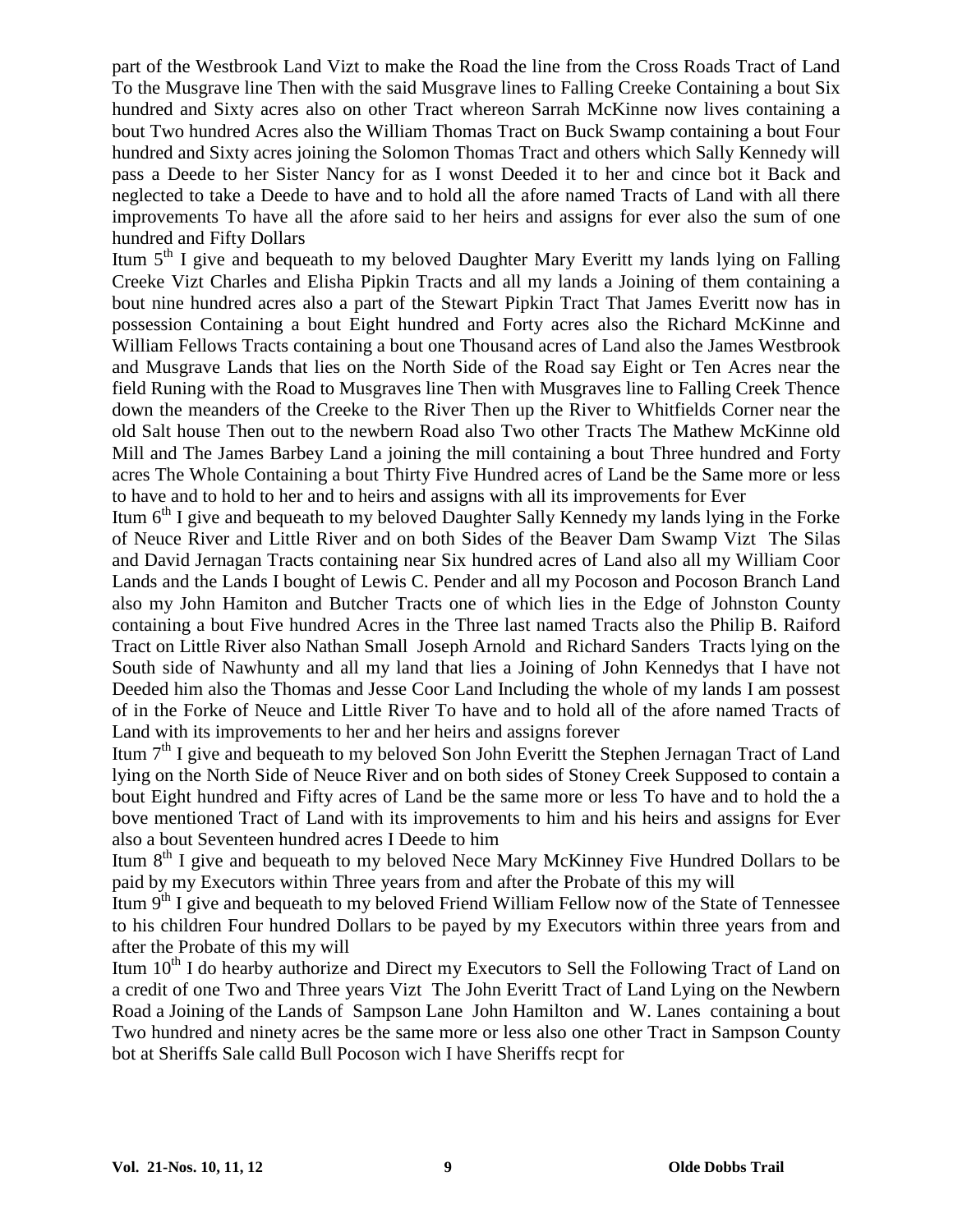part of the Westbrook Land Vizt to make the Road the line from the Cross Roads Tract of Land To the Musgrave line Then with the said Musgrave lines to Falling Creeke Containing a bout Six hundred and Sixty acres also on other Tract whereon Sarrah McKinne now lives containing a bout Two hundred Acres also the William Thomas Tract on Buck Swamp containing a bout Four hundred and Sixty acres joining the Solomon Thomas Tract and others which Sally Kennedy will pass a Deede to her Sister Nancy for as I wonst Deeded it to her and cince bot it Back and neglected to take a Deede to have and to hold all the afore named Tracts of Land with all there improvements To have all the afore said to her heirs and assigns for ever also the sum of one hundred and Fifty Dollars

Itum 5th I give and bequeath to my beloved Daughter Mary Everitt my lands lying on Falling Creeke Vizt Charles and Elisha Pipkin Tracts and all my lands a Joining of them containing a bout nine hundred acres also a part of the Stewart Pipkin Tract That James Everitt now has in possession Containing a bout Eight hundred and Forty acres also the Richard McKinne and William Fellows Tracts containing a bout one Thousand acres of Land also the James Westbrook and Musgrave Lands that lies on the North Side of the Road say Eight or Ten Acres near the field Runing with the Road to Musgraves line Then with Musgraves line to Falling Creek Thence down the meanders of the Creeke to the River Then up the River to Whitfields Corner near the old Salt house Then out to the newbern Road also Two other Tracts The Mathew McKinne old Mill and The James Barbey Land a joining the mill containing a bout Three hundred and Forty acres The Whole Containing a bout Thirty Five Hundred acres of Land be the Same more or less to have and to hold to her and to heirs and assigns with all its improvements for Ever

Itum 6th I give and bequeath to my beloved Daughter Sally Kennedy my lands lying in the Forke of Neuce River and Little River and on both Sides of the Beaver Dam Swamp Vizt The Silas and David Jernagan Tracts containing near Six hundred acres of Land also all my William Coor Lands and the Lands I bought of Lewis C. Pender and all my Pocoson and Pocoson Branch Land also my John Hamiton and Butcher Tracts one of which lies in the Edge of Johnston County containing a bout Five hundred Acres in the Three last named Tracts also the Philip B. Raiford Tract on Little River also Nathan Small Joseph Arnold and Richard Sanders Tracts lying on the South side of Nawhunty and all my land that lies a Joining of John Kennedys that I have not Deeded him also the Thomas and Jesse Coor Land Including the whole of my lands I am possest of in the Forke of Neuce and Little River To have and to hold all of the afore named Tracts of Land with its improvements to her and her heirs and assigns forever

Itum 7th I give and bequeath to my beloved Son John Everitt the Stephen Jernagan Tract of Land lying on the North Side of Neuce River and on both sides of Stoney Creek Supposed to contain a bout Eight hundred and Fifty acres of Land be the same more or less To have and to hold the a bove mentioned Tract of Land with its improvements to him and his heirs and assigns for Ever also a bout Seventeen hundred acres I Deede to him

Itum 8th I give and bequeath to my beloved Nece Mary McKinney Five Hundred Dollars to be paid by my Executors within Three years from and after the Probate of this my will

Itum 9th I give and bequeath to my beloved Friend William Fellow now of the State of Tennessee to his children Four hundred Dollars to be payed by my Executors within three years from and after the Probate of this my will

Itum 10th I do hearby authorize and Direct my Executors to Sell the Following Tract of Land on a credit of one Two and Three years Vizt The John Everitt Tract of Land Lying on the Newbern Road a Joining of the Lands of Sampson Lane John Hamilton and W. Lanes containing a bout Two hundred and ninety acres be the same more or less also one other Tract in Sampson County bot at Sheriffs Sale calld Bull Pocoson wich I have Sheriffs recpt for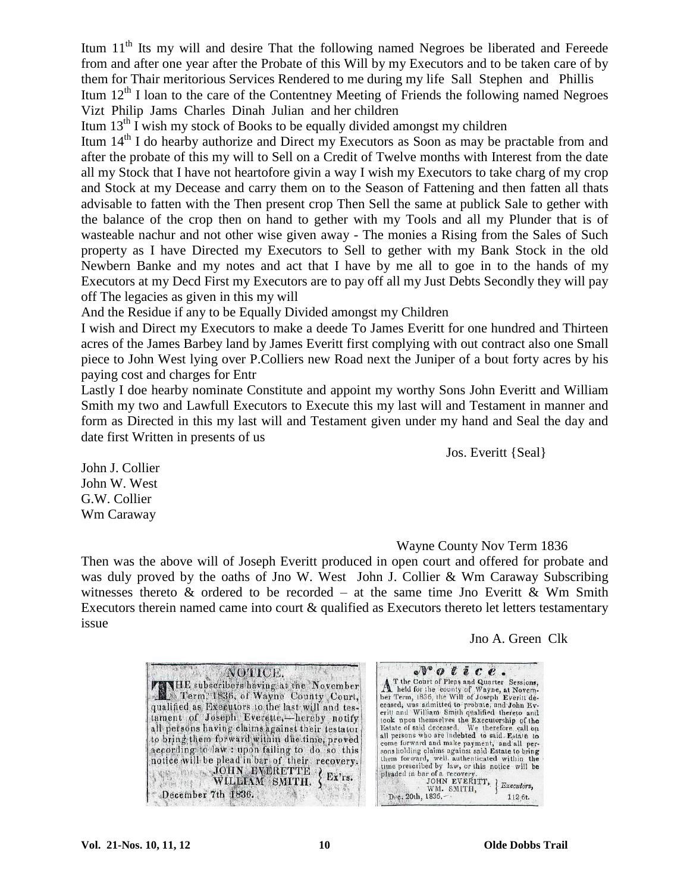Itum 11th Its my will and desire That the following named Negroes be liberated and Fereede from and after one year after the Probate of this Will by my Executors and to be taken care of by them for Thair meritorious Services Rendered to me during my life Sall Stephen and Phillis

Itum 12th I loan to the care of the Contentney Meeting of Friends the following named Negroes Vizt Philip Jams Charles Dinah Julian and her children

Itum 13th I wish my stock of Books to be equally divided amongst my children

Itum 14th I do hearby authorize and Direct my Executors as Soon as may be practable from and after the probate of this my will to Sell on a Credit of Twelve months with Interest from the date all my Stock that I have not heartofore givin a way I wish my Executors to take charg of my crop and Stock at my Decease and carry them on to the Season of Fattening and then fatten all thats advisable to fatten with the Then present crop Then Sell the same at publick Sale to gether with the balance of the crop then on hand to gether with my Tools and all my Plunder that is of wasteable nachur and not other wise given away - The monies a Rising from the Sales of Such property as I have Directed my Executors to Sell to gether with my Bank Stock in the old Newbern Banke and my notes and act that I have by me all to goe in to the hands of my Executors at my Decd First my Executors are to pay off all my Just Debts Secondly they will pay off The legacies as given in this my will

And the Residue if any to be Equally Divided amongst my Children

I wish and Direct my Executors to make a deede To James Everitt for one hundred and Thirteen acres of the James Barbey land by James Everitt first complying with out contract also one Small piece to John West lying over P.Colliers new Road next the Juniper of a bout forty acres by his paying cost and charges for Entr

Lastly I doe hearby nominate Constitute and appoint my worthy Sons John Everitt and William Smith my two and Lawfull Executors to Execute this my last will and Testament in manner and form as Directed in this my last will and Testament given under my hand and Seal the day and date first Written in presents of us

Jos. Everitt {Seal}

John J. Collier
John W. West
G.W. Collier
Wm Caraway

Wayne County Nov Term 1836

Then was the above will of Joseph Everitt produced in open court and offered for probate and was duly proved by the oaths of Jno W. West John J. Collier & Wm Caraway Subscribing witnesses thereto & ordered to be recorded – at the same time Jno Everitt & Wm Smith Executors therein named came into court & qualified as Executors thereto let letters testamentary issue

Jno A. Green Clk

NOTICE.

THE subscribers having at the November Term, 1836, of Wayne County Court, qualified as Executors to the last will and testament of Joseph Everette,—hereby notify all persons having claims against their testator to bring them forward within due time, proved according to law: upon failing to do so this notice will be plead in bar of their recovery.

JOHN EVERETTE
WILLIAM SMITH. } Ex'rs.

December 7th 1836.

Notice.

AT the Court of Pleas and Quarter Sessions, held for the county of Wayne, at November Term, 1836, the Will of Joseph Everitt deceased, was admitted to probate, and John Everitt and William Smith qualified thereto and took upon themselves the Executorship of the Estate of said deceased. We therefore call on all persons who are indebted to said Estate to come forward and make payment, and all persons holding claims against said Estate to bring them forward, well authenticated within the time prescribed by law, or this notice will be pleaded in bar of a recovery.

JOHN EVERITT,
WM. SMITH, } Executors,

Dec. 20th, 1836. 112 6t.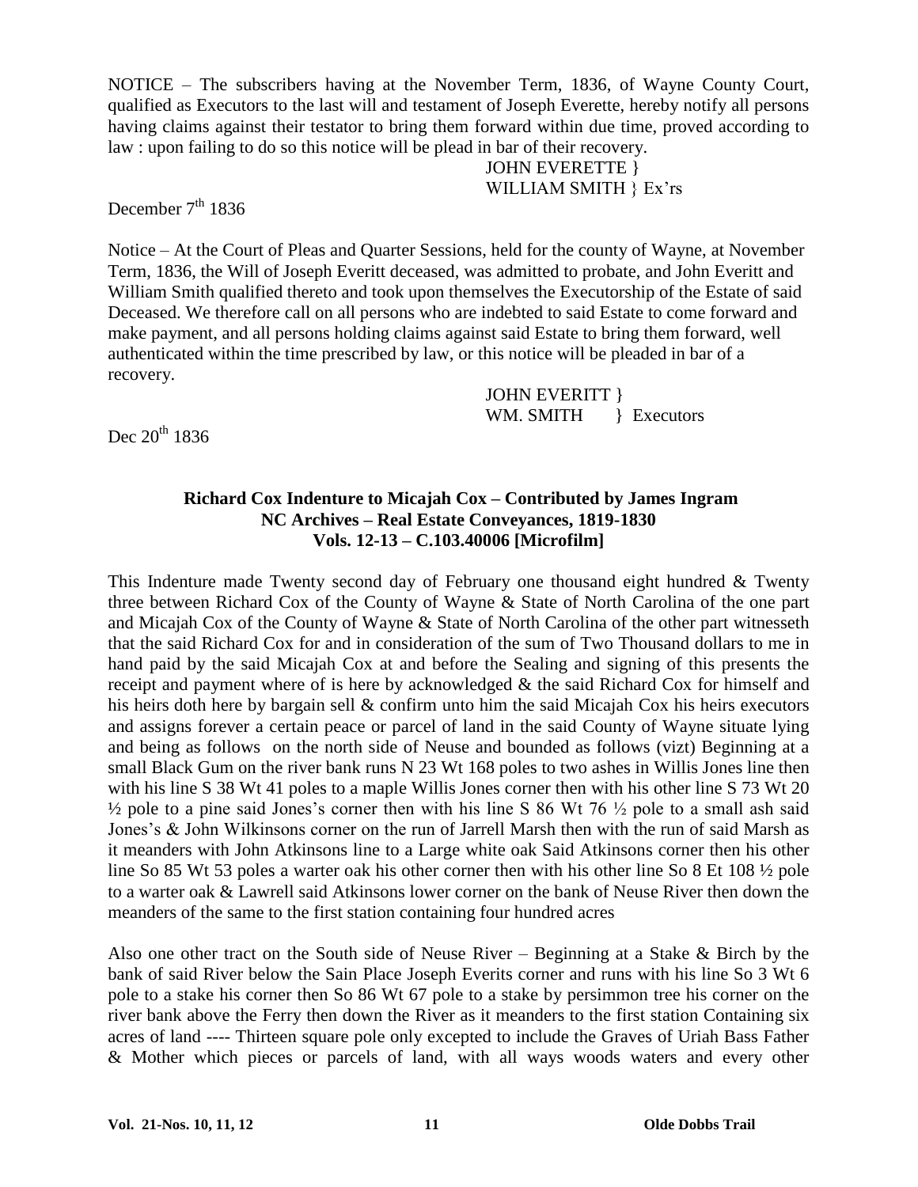NOTICE – The subscribers having at the November Term, 1836, of Wayne County Court, qualified as Executors to the last will and testament of Joseph Everette, hereby notify all persons having claims against their testator to bring them forward within due time, proved according to law : upon failing to do so this notice will be plead in bar of their recovery.

JOHN EVERETTE }
WILLIAM SMITH } Ex'rs

December 7th 1836

Notice – At the Court of Pleas and Quarter Sessions, held for the county of Wayne, at November Term, 1836, the Will of Joseph Everitt deceased, was admitted to probate, and John Everitt and William Smith qualified thereto and took upon themselves the Executorship of the Estate of said Deceased. We therefore call on all persons who are indebted to said Estate to come forward and make payment, and all persons holding claims against said Estate to bring them forward, well authenticated within the time prescribed by law, or this notice will be pleaded in bar of a recovery.

JOHN EVERITT }
WM. SMITH } Executors

Dec 20th 1836

### Richard Cox Indenture to Micajah Cox – Contributed by James Ingram
### NC Archives – Real Estate Conveyances, 1819-1830
### Vols. 12-13 – C.103.40006 [Microfilm]

This Indenture made Twenty second day of February one thousand eight hundred & Twenty three between Richard Cox of the County of Wayne & State of North Carolina of the one part and Micajah Cox of the County of Wayne & State of North Carolina of the other part witnesseth that the said Richard Cox for and in consideration of the sum of Two Thousand dollars to me in hand paid by the said Micajah Cox at and before the Sealing and signing of this presents the receipt and payment where of is here by acknowledged & the said Richard Cox for himself and his heirs doth here by bargain sell & confirm unto him the said Micajah Cox his heirs executors and assigns forever a certain peace or parcel of land in the said County of Wayne situate lying and being as follows on the north side of Neuse and bounded as follows (vizt) Beginning at a small Black Gum on the river bank runs N 23 Wt 168 poles to two ashes in Willis Jones line then with his line S 38 Wt 41 poles to a maple Willis Jones corner then with his other line S 73 Wt 20 ½ pole to a pine said Jones's corner then with his line S 86 Wt 76 ½ pole to a small ash said Jones's & John Wilkinsons corner on the run of Jarrell Marsh then with the run of said Marsh as it meanders with John Atkinsons line to a Large white oak Said Atkinsons corner then his other line So 85 Wt 53 poles a warter oak his other corner then with his other line So 8 Et 108 ½ pole to a warter oak & Lawrell said Atkinsons lower corner on the bank of Neuse River then down the meanders of the same to the first station containing four hundred acres

Also one other tract on the South side of Neuse River – Beginning at a Stake & Birch by the bank of said River below the Sain Place Joseph Everits corner and runs with his line So 3 Wt 6 pole to a stake his corner then So 86 Wt 67 pole to a stake by persimmon tree his corner on the river bank above the Ferry then down the River as it meanders to the first station Containing six acres of land ---- Thirteen square pole only excepted to include the Graves of Uriah Bass Father & Mother which pieces or parcels of land, with all ways woods waters and every other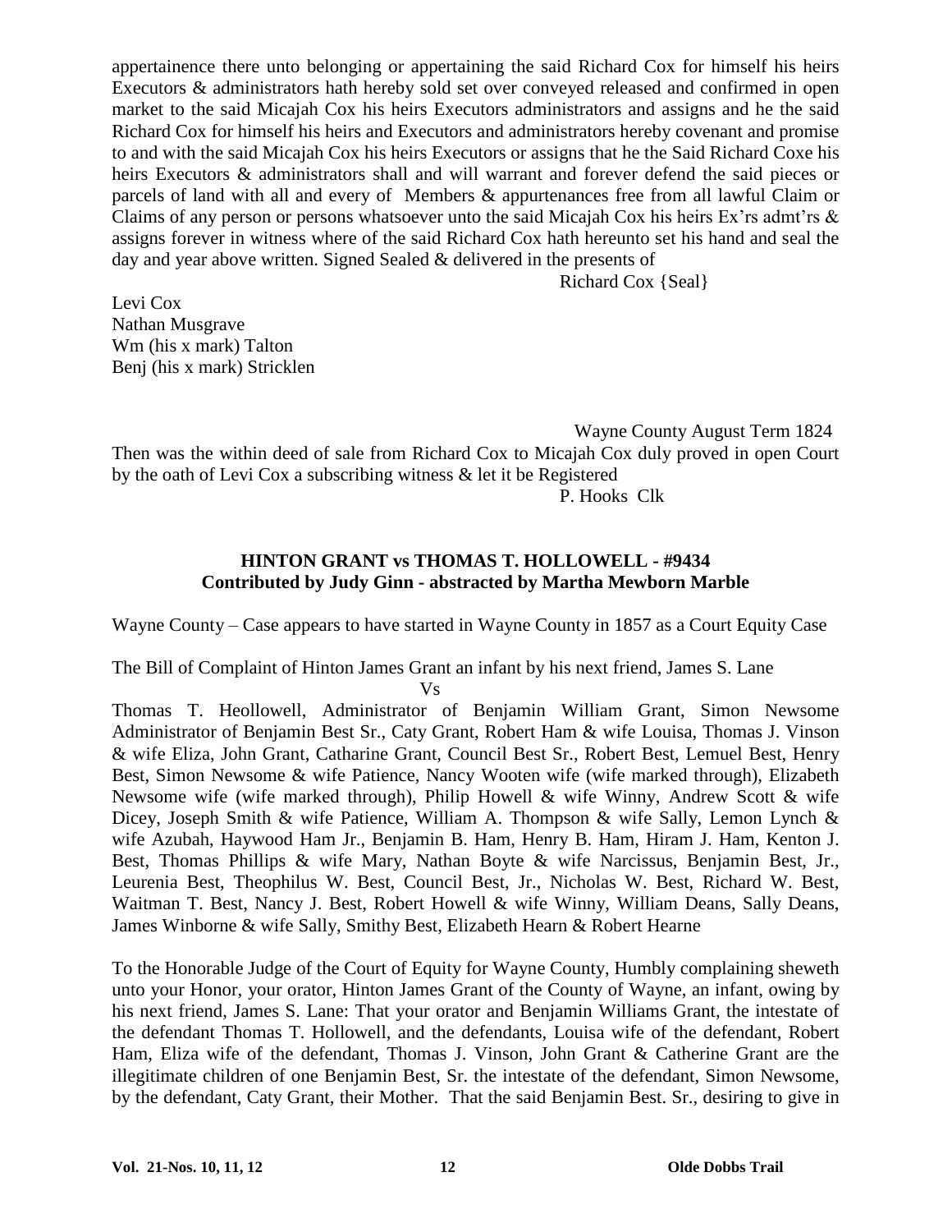appertainence there unto belonging or appertaining the said Richard Cox for himself his heirs Executors & administrators hath hereby sold set over conveyed released and confirmed in open market to the said Micajah Cox his heirs Executors administrators and assigns and he the said Richard Cox for himself his heirs and Executors and administrators hereby covenant and promise to and with the said Micajah Cox his heirs Executors or assigns that he the Said Richard Coxe his heirs Executors & administrators shall and will warrant and forever defend the said pieces or parcels of land with all and every of Members & appurtenances free from all lawful Claim or Claims of any person or persons whatsoever unto the said Micajah Cox his heirs Ex'rs admt'rs & assigns forever in witness where of the said Richard Cox hath hereunto set his hand and seal the day and year above written. Signed Sealed & delivered in the presents of

Richard Cox {Seal}

Levi Cox
Nathan Musgrave
Wm (his x mark) Talton
Benj (his x mark) Stricklen

Wayne County August Term 1824

Then was the within deed of sale from Richard Cox to Micajah Cox duly proved in open Court by the oath of Levi Cox a subscribing witness & let it be Registered

P. Hooks Clk

## HINTON GRANT vs THOMAS T. HOLLOWELL - #9434
### Contributed by Judy Ginn - abstracted by Martha Mewborn Marble

Wayne County – Case appears to have started in Wayne County in 1857 as a Court Equity Case

The Bill of Complaint of Hinton James Grant an infant by his next friend, James S. Lane

Vs

Thomas T. Heollowell, Administrator of Benjamin William Grant, Simon Newsome Administrator of Benjamin Best Sr., Caty Grant, Robert Ham & wife Louisa, Thomas J. Vinson & wife Eliza, John Grant, Catharine Grant, Council Best Sr., Robert Best, Lemuel Best, Henry Best, Simon Newsome & wife Patience, Nancy Wooten wife (wife marked through), Elizabeth Newsome wife (wife marked through), Philip Howell & wife Winny, Andrew Scott & wife Dicey, Joseph Smith & wife Patience, William A. Thompson & wife Sally, Lemon Lynch & wife Azubah, Haywood Ham Jr., Benjamin B. Ham, Henry B. Ham, Hiram J. Ham, Kenton J. Best, Thomas Phillips & wife Mary, Nathan Boyte & wife Narcissus, Benjamin Best, Jr., Leurenia Best, Theophilus W. Best, Council Best, Jr., Nicholas W. Best, Richard W. Best, Waitman T. Best, Nancy J. Best, Robert Howell & wife Winny, William Deans, Sally Deans, James Winborne & wife Sally, Smithy Best, Elizabeth Hearn & Robert Hearne

To the Honorable Judge of the Court of Equity for Wayne County, Humbly complaining sheweth unto your Honor, your orator, Hinton James Grant of the County of Wayne, an infant, owing by his next friend, James S. Lane: That your orator and Benjamin Williams Grant, the intestate of the defendant Thomas T. Hollowell, and the defendants, Louisa wife of the defendant, Robert Ham, Eliza wife of the defendant, Thomas J. Vinson, John Grant & Catherine Grant are the illegitimate children of one Benjamin Best, Sr. the intestate of the defendant, Simon Newsome, by the defendant, Caty Grant, their Mother. That the said Benjamin Best. Sr., desiring to give in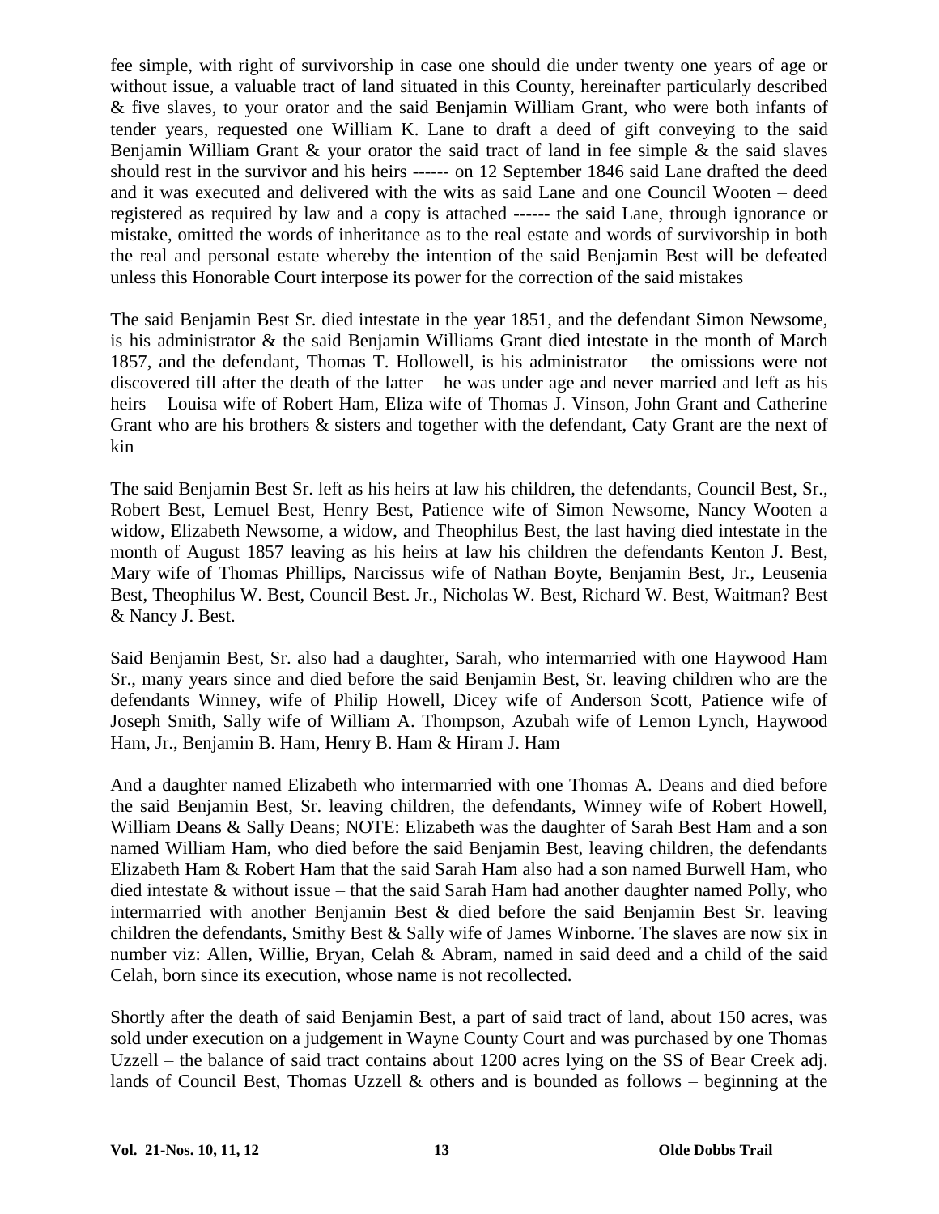fee simple, with right of survivorship in case one should die under twenty one years of age or without issue, a valuable tract of land situated in this County, hereinafter particularly described & five slaves, to your orator and the said Benjamin William Grant, who were both infants of tender years, requested one William K. Lane to draft a deed of gift conveying to the said Benjamin William Grant & your orator the said tract of land in fee simple & the said slaves should rest in the survivor and his heirs ------ on 12 September 1846 said Lane drafted the deed and it was executed and delivered with the wits as said Lane and one Council Wooten – deed registered as required by law and a copy is attached ------ the said Lane, through ignorance or mistake, omitted the words of inheritance as to the real estate and words of survivorship in both the real and personal estate whereby the intention of the said Benjamin Best will be defeated unless this Honorable Court interpose its power for the correction of the said mistakes

The said Benjamin Best Sr. died intestate in the year 1851, and the defendant Simon Newsome, is his administrator & the said Benjamin Williams Grant died intestate in the month of March 1857, and the defendant, Thomas T. Hollowell, is his administrator – the omissions were not discovered till after the death of the latter – he was under age and never married and left as his heirs – Louisa wife of Robert Ham, Eliza wife of Thomas J. Vinson, John Grant and Catherine Grant who are his brothers & sisters and together with the defendant, Caty Grant are the next of kin

The said Benjamin Best Sr. left as his heirs at law his children, the defendants, Council Best, Sr., Robert Best, Lemuel Best, Henry Best, Patience wife of Simon Newsome, Nancy Wooten a widow, Elizabeth Newsome, a widow, and Theophilus Best, the last having died intestate in the month of August 1857 leaving as his heirs at law his children the defendants Kenton J. Best, Mary wife of Thomas Phillips, Narcissus wife of Nathan Boyte, Benjamin Best, Jr., Leusenia Best, Theophilus W. Best, Council Best. Jr., Nicholas W. Best, Richard W. Best, Waitman? Best & Nancy J. Best.

Said Benjamin Best, Sr. also had a daughter, Sarah, who intermarried with one Haywood Ham Sr., many years since and died before the said Benjamin Best, Sr. leaving children who are the defendants Winney, wife of Philip Howell, Dicey wife of Anderson Scott, Patience wife of Joseph Smith, Sally wife of William A. Thompson, Azubah wife of Lemon Lynch, Haywood Ham, Jr., Benjamin B. Ham, Henry B. Ham & Hiram J. Ham

And a daughter named Elizabeth who intermarried with one Thomas A. Deans and died before the said Benjamin Best, Sr. leaving children, the defendants, Winney wife of Robert Howell, William Deans & Sally Deans; NOTE: Elizabeth was the daughter of Sarah Best Ham and a son named William Ham, who died before the said Benjamin Best, leaving children, the defendants Elizabeth Ham & Robert Ham that the said Sarah Ham also had a son named Burwell Ham, who died intestate & without issue – that the said Sarah Ham had another daughter named Polly, who intermarried with another Benjamin Best & died before the said Benjamin Best Sr. leaving children the defendants, Smithy Best & Sally wife of James Winborne. The slaves are now six in number viz: Allen, Willie, Bryan, Celah & Abram, named in said deed and a child of the said Celah, born since its execution, whose name is not recollected.

Shortly after the death of said Benjamin Best, a part of said tract of land, about 150 acres, was sold under execution on a judgement in Wayne County Court and was purchased by one Thomas Uzzell – the balance of said tract contains about 1200 acres lying on the SS of Bear Creek adj. lands of Council Best, Thomas Uzzell & others and is bounded as follows – beginning at the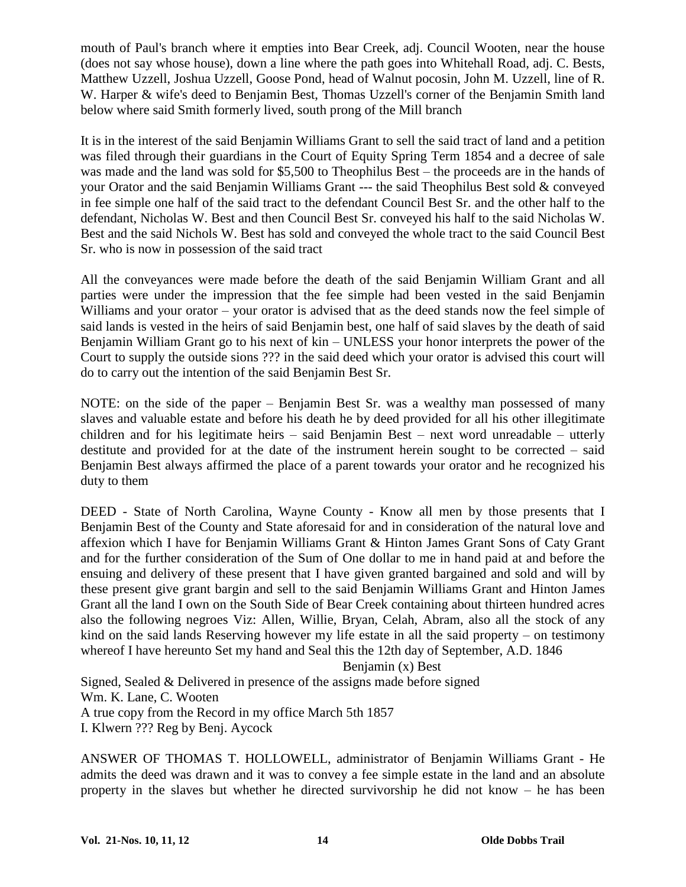mouth of Paul's branch where it empties into Bear Creek, adj. Council Wooten, near the house (does not say whose house), down a line where the path goes into Whitehall Road, adj. C. Bests, Matthew Uzzell, Joshua Uzzell, Goose Pond, head of Walnut pocosin, John M. Uzzell, line of R. W. Harper & wife's deed to Benjamin Best, Thomas Uzzell's corner of the Benjamin Smith land below where said Smith formerly lived, south prong of the Mill branch

It is in the interest of the said Benjamin Williams Grant to sell the said tract of land and a petition was filed through their guardians in the Court of Equity Spring Term 1854 and a decree of sale was made and the land was sold for $5,500 to Theophilus Best – the proceeds are in the hands of your Orator and the said Benjamin Williams Grant --- the said Theophilus Best sold & conveyed in fee simple one half of the said tract to the defendant Council Best Sr. and the other half to the defendant, Nicholas W. Best and then Council Best Sr. conveyed his half to the said Nicholas W. Best and the said Nichols W. Best has sold and conveyed the whole tract to the said Council Best Sr. who is now in possession of the said tract

All the conveyances were made before the death of the said Benjamin William Grant and all parties were under the impression that the fee simple had been vested in the said Benjamin Williams and your orator – your orator is advised that as the deed stands now the feel simple of said lands is vested in the heirs of said Benjamin best, one half of said slaves by the death of said Benjamin William Grant go to his next of kin – UNLESS your honor interprets the power of the Court to supply the outside sions ??? in the said deed which your orator is advised this court will do to carry out the intention of the said Benjamin Best Sr.

NOTE: on the side of the paper – Benjamin Best Sr. was a wealthy man possessed of many slaves and valuable estate and before his death he by deed provided for all his other illegitimate children and for his legitimate heirs – said Benjamin Best – next word unreadable – utterly destitute and provided for at the date of the instrument herein sought to be corrected – said Benjamin Best always affirmed the place of a parent towards your orator and he recognized his duty to them

DEED - State of North Carolina, Wayne County - Know all men by those presents that I Benjamin Best of the County and State aforesaid for and in consideration of the natural love and affexion which I have for Benjamin Williams Grant & Hinton James Grant Sons of Caty Grant and for the further consideration of the Sum of One dollar to me in hand paid at and before the ensuing and delivery of these present that I have given granted bargained and sold and will by these present give grant bargin and sell to the said Benjamin Williams Grant and Hinton James Grant all the land I own on the South Side of Bear Creek containing about thirteen hundred acres also the following negroes Viz: Allen, Willie, Bryan, Celah, Abram, also all the stock of any kind on the said lands Reserving however my life estate in all the said property – on testimony whereof I have hereunto Set my hand and Seal this the 12th day of September, A.D. 1846

Benjamin (x) Best

Signed, Sealed & Delivered in presence of the assigns made before signed
Wm. K. Lane, C. Wooten
A true copy from the Record in my office March 5th 1857
I. Klwern ??? Reg by Benj. Aycock

ANSWER OF THOMAS T. HOLLOWELL, administrator of Benjamin Williams Grant - He admits the deed was drawn and it was to convey a fee simple estate in the land and an absolute property in the slaves but whether he directed survivorship he did not know – he has been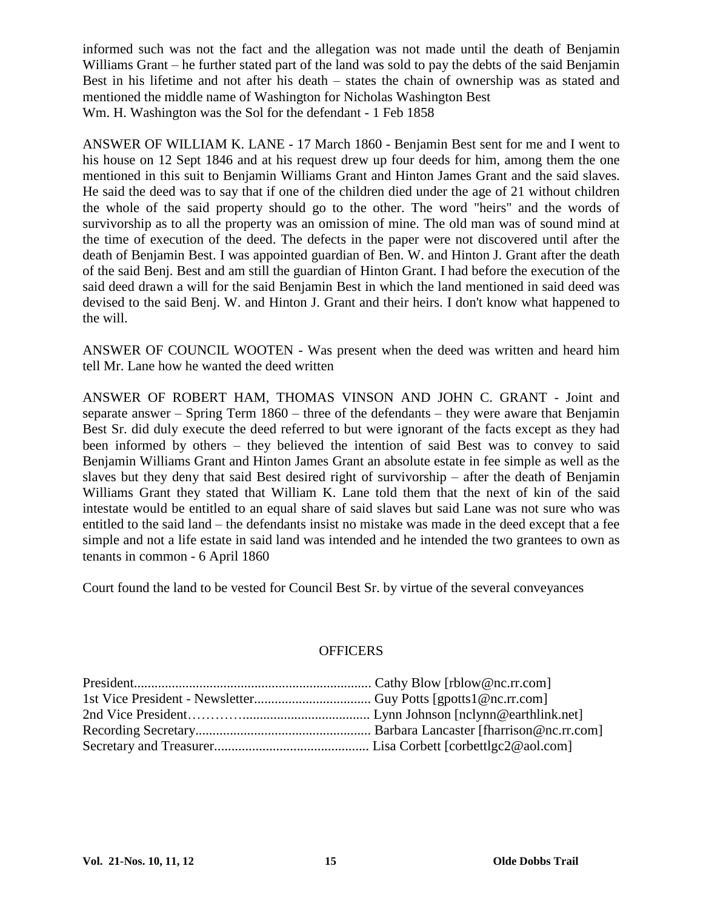informed such was not the fact and the allegation was not made until the death of Benjamin Williams Grant – he further stated part of the land was sold to pay the debts of the said Benjamin Best in his lifetime and not after his death – states the chain of ownership was as stated and mentioned the middle name of Washington for Nicholas Washington Best
Wm. H. Washington was the Sol for the defendant - 1 Feb 1858

ANSWER OF WILLIAM K. LANE - 17 March 1860 - Benjamin Best sent for me and I went to his house on 12 Sept 1846 and at his request drew up four deeds for him, among them the one mentioned in this suit to Benjamin Williams Grant and Hinton James Grant and the said slaves. He said the deed was to say that if one of the children died under the age of 21 without children the whole of the said property should go to the other. The word "heirs" and the words of survivorship as to all the property was an omission of mine. The old man was of sound mind at the time of execution of the deed. The defects in the paper were not discovered until after the death of Benjamin Best. I was appointed guardian of Ben. W. and Hinton J. Grant after the death of the said Benj. Best and am still the guardian of Hinton Grant. I had before the execution of the said deed drawn a will for the said Benjamin Best in which the land mentioned in said deed was devised to the said Benj. W. and Hinton J. Grant and their heirs. I don't know what happened to the will.

ANSWER OF COUNCIL WOOTEN - Was present when the deed was written and heard him tell Mr. Lane how he wanted the deed written

ANSWER OF ROBERT HAM, THOMAS VINSON AND JOHN C. GRANT - Joint and separate answer – Spring Term 1860 – three of the defendants – they were aware that Benjamin Best Sr. did duly execute the deed referred to but were ignorant of the facts except as they had been informed by others – they believed the intention of said Best was to convey to said Benjamin Williams Grant and Hinton James Grant an absolute estate in fee simple as well as the slaves but they deny that said Best desired right of survivorship – after the death of Benjamin Williams Grant they stated that William K. Lane told them that the next of kin of the said intestate would be entitled to an equal share of said slaves but said Lane was not sure who was entitled to the said land – the defendants insist no mistake was made in the deed except that a fee simple and not a life estate in said land was intended and he intended the two grantees to own as tenants in common - 6 April 1860

Court found the land to be vested for Council Best Sr. by virtue of the several conveyances

## OFFICERS

President...................................................................... Cathy Blow [rblow@nc.rr.com]
1st Vice President - Newsletter.................................. Guy Potts [gpotts1@nc.rr.com]
2nd Vice President…………..................................... Lynn Johnson [nclynn@earthlink.net]
Recording Secretary.................................................... Barbara Lancaster [fharrison@nc.rr.com]
Secretary and Treasurer............................................. Lisa Corbett [corbettlgc2@aol.com]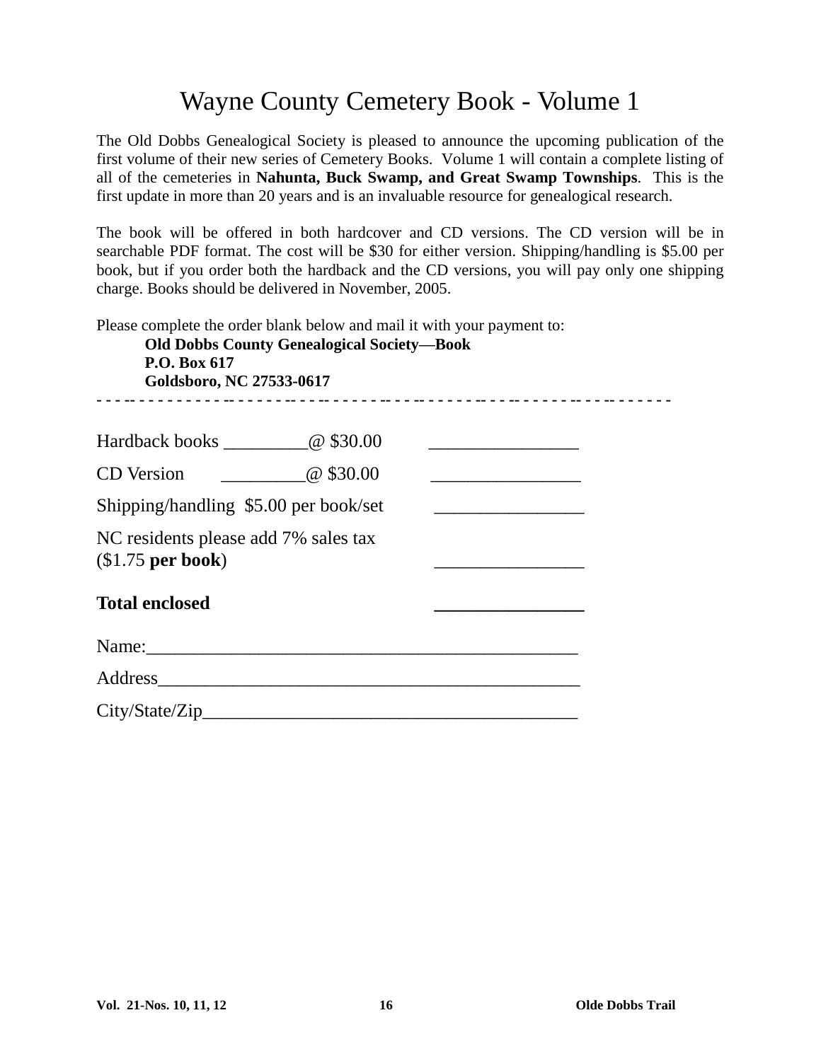# Wayne County Cemetery Book - Volume 1

The Old Dobbs Genealogical Society is pleased to announce the upcoming publication of the first volume of their new series of Cemetery Books. Volume 1 will contain a complete listing of all of the cemeteries in **Nahunta, Buck Swamp, and Great Swamp Townships**. This is the first update in more than 20 years and is an invaluable resource for genealogical research.

The book will be offered in both hardcover and CD versions. The CD version will be in searchable PDF format. The cost will be $30 for either version. Shipping/handling is $5.00 per book, but if you order both the hardback and the CD versions, you will pay only one shipping charge. Books should be delivered in November, 2005.

Please complete the order blank below and mail it with your payment to:

> **Old Dobbs County Genealogical Society—Book**
> **P.O. Box 617**
> **Goldsboro, NC 27533-0617**

- - - - - - - - - - - - - - - - - - - - - - - - - - - - - - - - - - - - - - - - - - - - - - - - - - - - - - - - - - - - - - - -

Hardback books _________@ $30.00 ________________

CD Version _________@ $30.00 ________________

Shipping/handling $5.00 per book/set ________________

NC residents please add 7% sales tax
($1.75 **per book**) ________________

**Total enclosed** ________________

Name:_______________________________________________

Address_____________________________________________

City/State/Zip_________________________________________